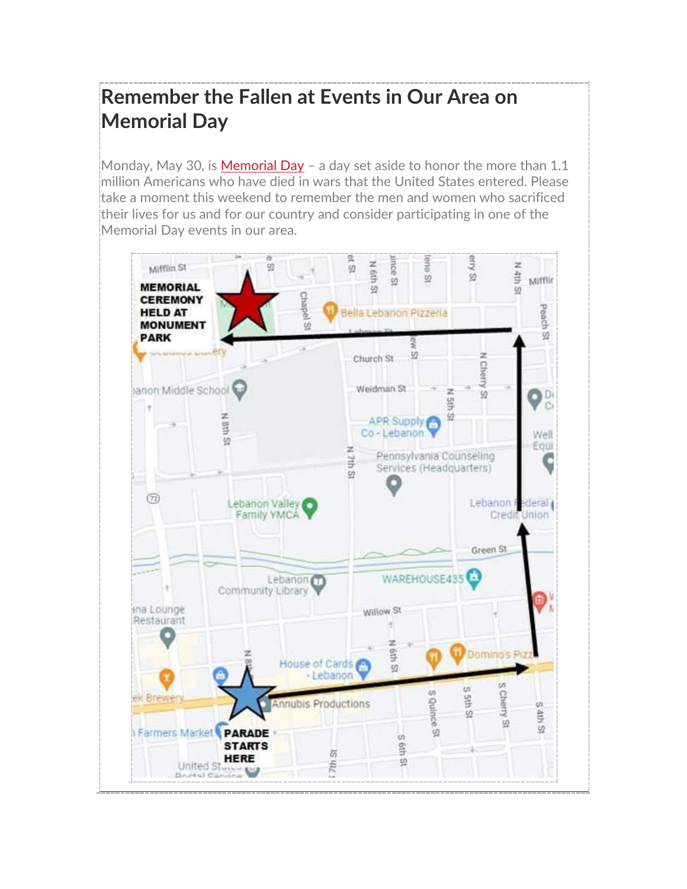# Remember the Fallen at Events in Our Area on Memorial Day

Monday, May 30, is Memorial Day – a day set aside to honor the more than 1.1 million Americans who have died in wars that the United States entered. Please take a moment this weekend to remember the men and women who sacrificed their lives for us and for our country and consider participating in one of the Memorial Day events in our area.

MEMORIAL CEREMONY HELD AT MONUMENT PARK

PARADE STARTS HERE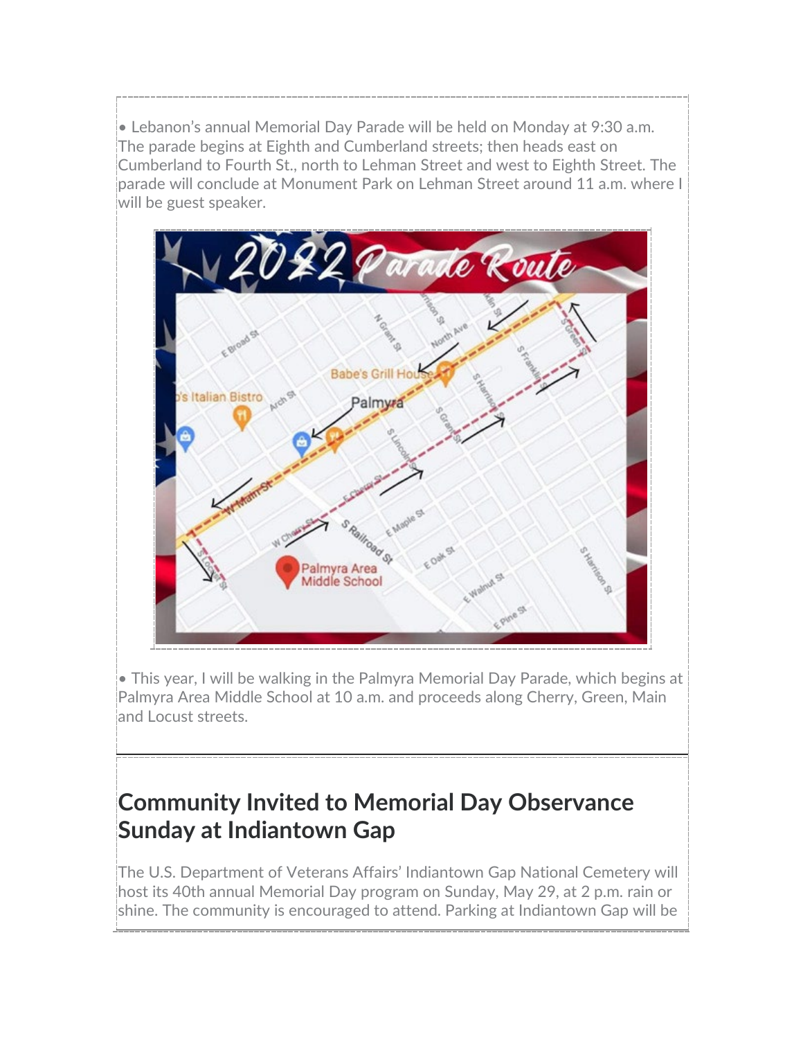• Lebanon's annual Memorial Day Parade will be held on Monday at 9:30 a.m. The parade begins at Eighth and Cumberland streets; then heads east on Cumberland to Fourth St., north to Lehman Street and west to Eighth Street. The parade will conclude at Monument Park on Lehman Street around 11 a.m. where I will be guest speaker.

• This year, I will be walking in the Palmyra Memorial Day Parade, which begins at Palmyra Area Middle School at 10 a.m. and proceeds along Cherry, Green, Main and Locust streets.

---

## Community Invited to Memorial Day Observance Sunday at Indiantown Gap

The U.S. Department of Veterans Affairs' Indiantown Gap National Cemetery will host its 40th annual Memorial Day program on Sunday, May 29, at 2 p.m. rain or shine. The community is encouraged to attend. Parking at Indiantown Gap will be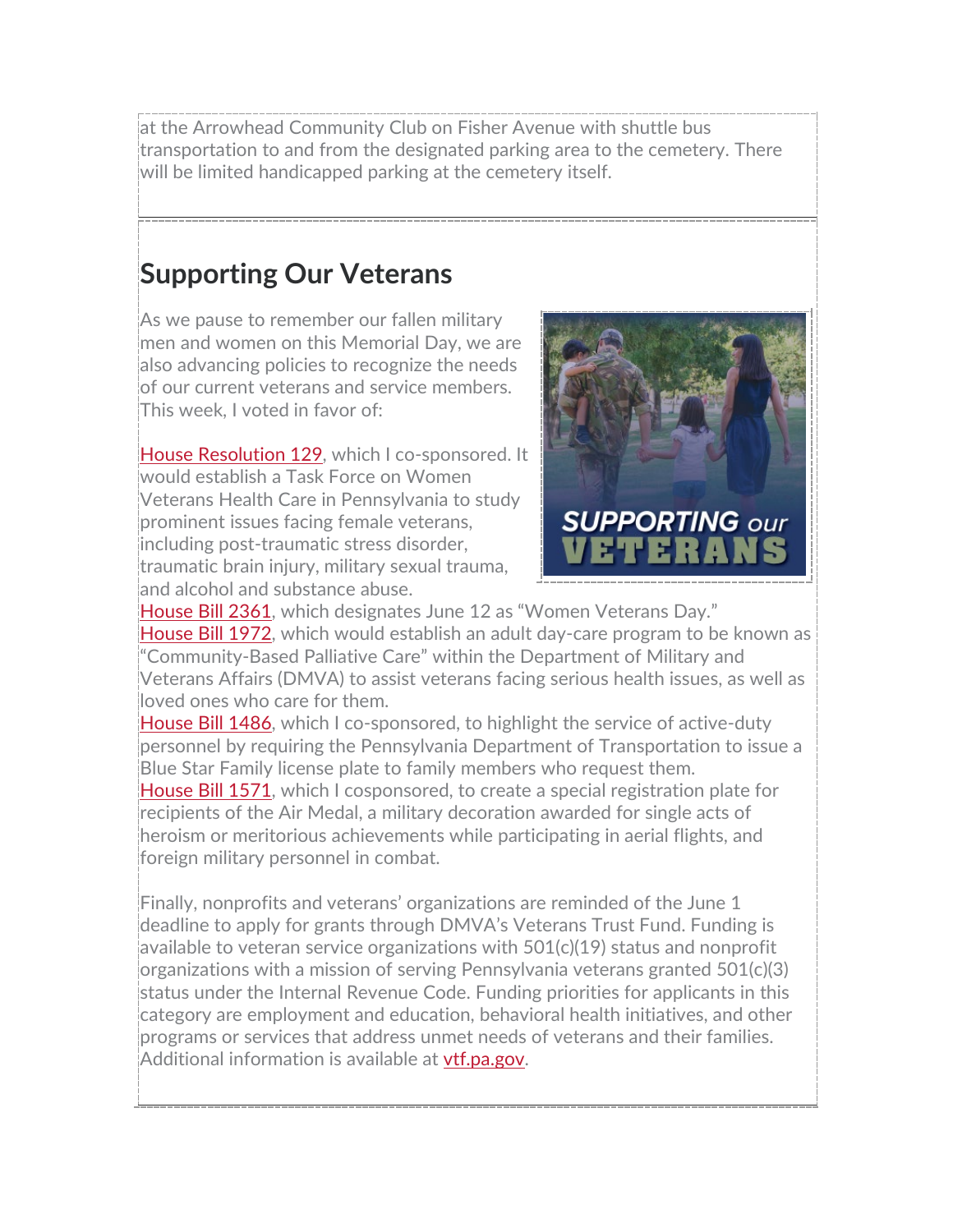at the Arrowhead Community Club on Fisher Avenue with shuttle bus transportation to and from the designated parking area to the cemetery. There will be limited handicapped parking at the cemetery itself.

## Supporting Our Veterans

As we pause to remember our fallen military men and women on this Memorial Day, we are also advancing policies to recognize the needs of our current veterans and service members. This week, I voted in favor of:

House Resolution 129, which I co-sponsored. It would establish a Task Force on Women Veterans Health Care in Pennsylvania to study prominent issues facing female veterans, including post-traumatic stress disorder, traumatic brain injury, military sexual trauma, and alcohol and substance abuse.
House Bill 2361, which designates June 12 as "Women Veterans Day."
House Bill 1972, which would establish an adult day-care program to be known as "Community-Based Palliative Care" within the Department of Military and Veterans Affairs (DMVA) to assist veterans facing serious health issues, as well as loved ones who care for them.
House Bill 1486, which I co-sponsored, to highlight the service of active-duty personnel by requiring the Pennsylvania Department of Transportation to issue a Blue Star Family license plate to family members who request them.
House Bill 1571, which I cosponsored, to create a special registration plate for recipients of the Air Medal, a military decoration awarded for single acts of heroism or meritorious achievements while participating in aerial flights, and foreign military personnel in combat.

Finally, nonprofits and veterans' organizations are reminded of the June 1 deadline to apply for grants through DMVA's Veterans Trust Fund. Funding is available to veteran service organizations with 501(c)(19) status and nonprofit organizations with a mission of serving Pennsylvania veterans granted 501(c)(3) status under the Internal Revenue Code. Funding priorities for applicants in this category are employment and education, behavioral health initiatives, and other programs or services that address unmet needs of veterans and their families. Additional information is available at vtf.pa.gov.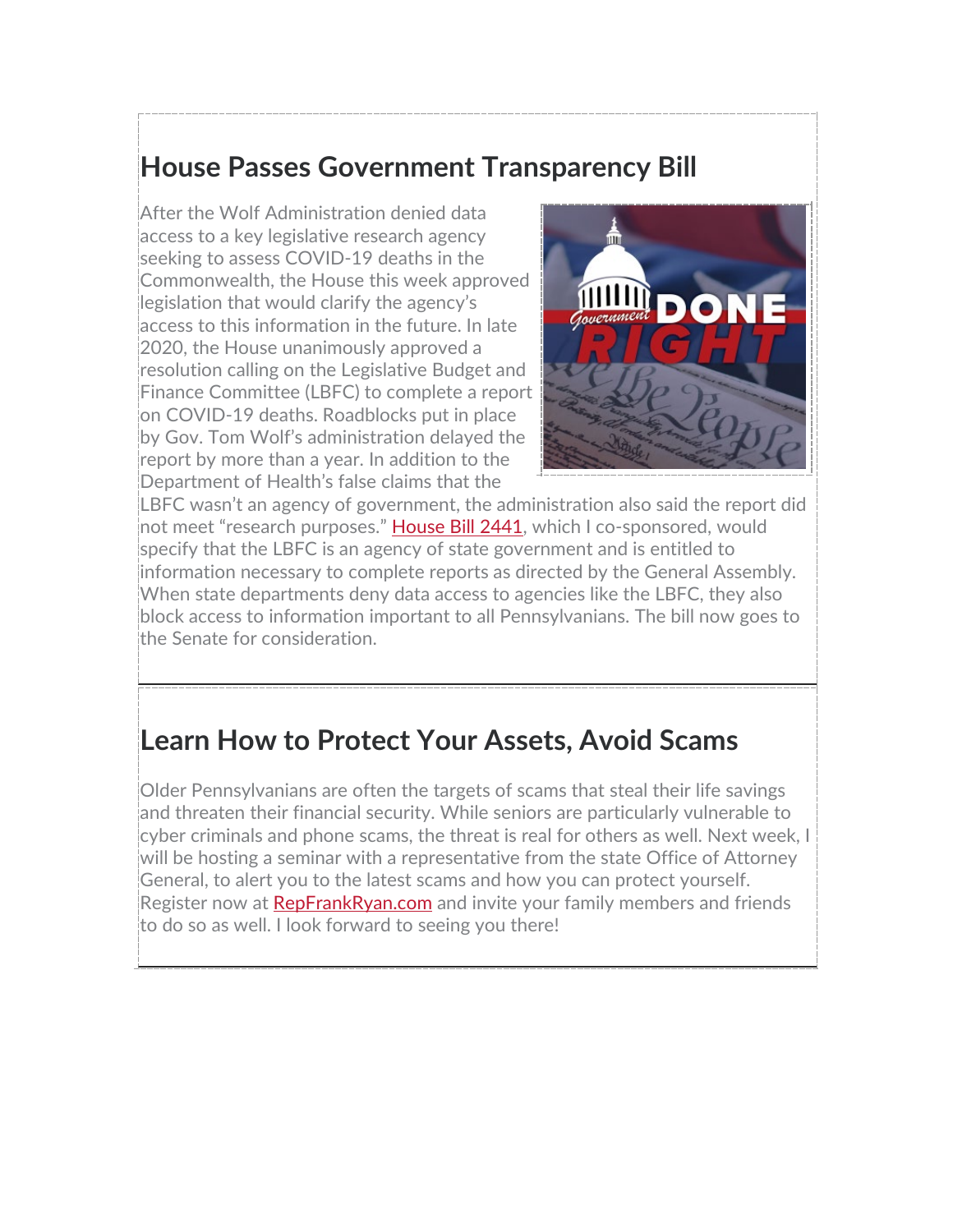## House Passes Government Transparency Bill

After the Wolf Administration denied data access to a key legislative research agency seeking to assess COVID-19 deaths in the Commonwealth, the House this week approved legislation that would clarify the agency's access to this information in the future. In late 2020, the House unanimously approved a resolution calling on the Legislative Budget and Finance Committee (LBFC) to complete a report on COVID-19 deaths. Roadblocks put in place by Gov. Tom Wolf's administration delayed the report by more than a year. In addition to the Department of Health's false claims that the LBFC wasn't an agency of government, the administration also said the report did not meet "research purposes." House Bill 2441, which I co-sponsored, would specify that the LBFC is an agency of state government and is entitled to information necessary to complete reports as directed by the General Assembly. When state departments deny data access to agencies like the LBFC, they also block access to information important to all Pennsylvanians. The bill now goes to the Senate for consideration.

---

## Learn How to Protect Your Assets, Avoid Scams

Older Pennsylvanians are often the targets of scams that steal their life savings and threaten their financial security. While seniors are particularly vulnerable to cyber criminals and phone scams, the threat is real for others as well. Next week, I will be hosting a seminar with a representative from the state Office of Attorney General, to alert you to the latest scams and how you can protect yourself. Register now at RepFrankRyan.com and invite your family members and friends to do so as well. I look forward to seeing you there!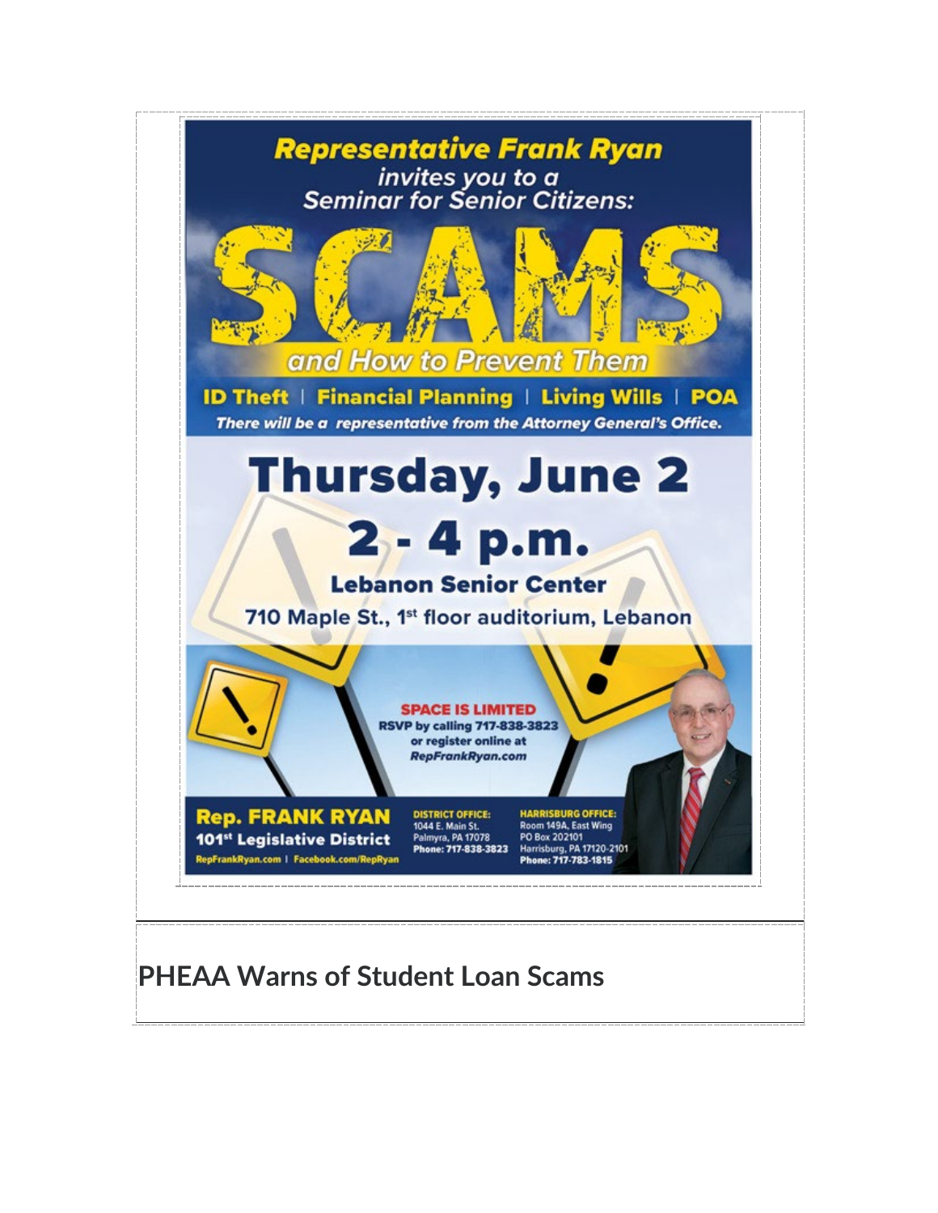**Representative Frank Ryan**
*invites you to a*
*Seminar for Senior Citizens:*

# SCAMS

*and How to Prevent Them*

**ID Theft | Financial Planning | Living Wills | POA**

***There will be a representative from the Attorney General's Office.***

# Thursday, June 2

# 2 - 4 p.m.

**Lebanon Senior Center**

**710 Maple St., 1st floor auditorium, Lebanon**

**SPACE IS LIMITED**
**RSVP by calling 717-838-3823**
**or register online at**
***RepFrankRyan.com***

**Rep. FRANK RYAN**
**101st Legislative District**
RepFrankRyan.com | Facebook.com/RepRyan

**DISTRICT OFFICE:**
1044 E. Main St.
Palmyra, PA 17078
**Phone: 717-838-3823**

**HARRISBURG OFFICE:**
Room 149A, East Wing
PO Box 202101
Harrisburg, PA 17120-2101
**Phone: 717-783-1815**

## PHEAA Warns of Student Loan Scams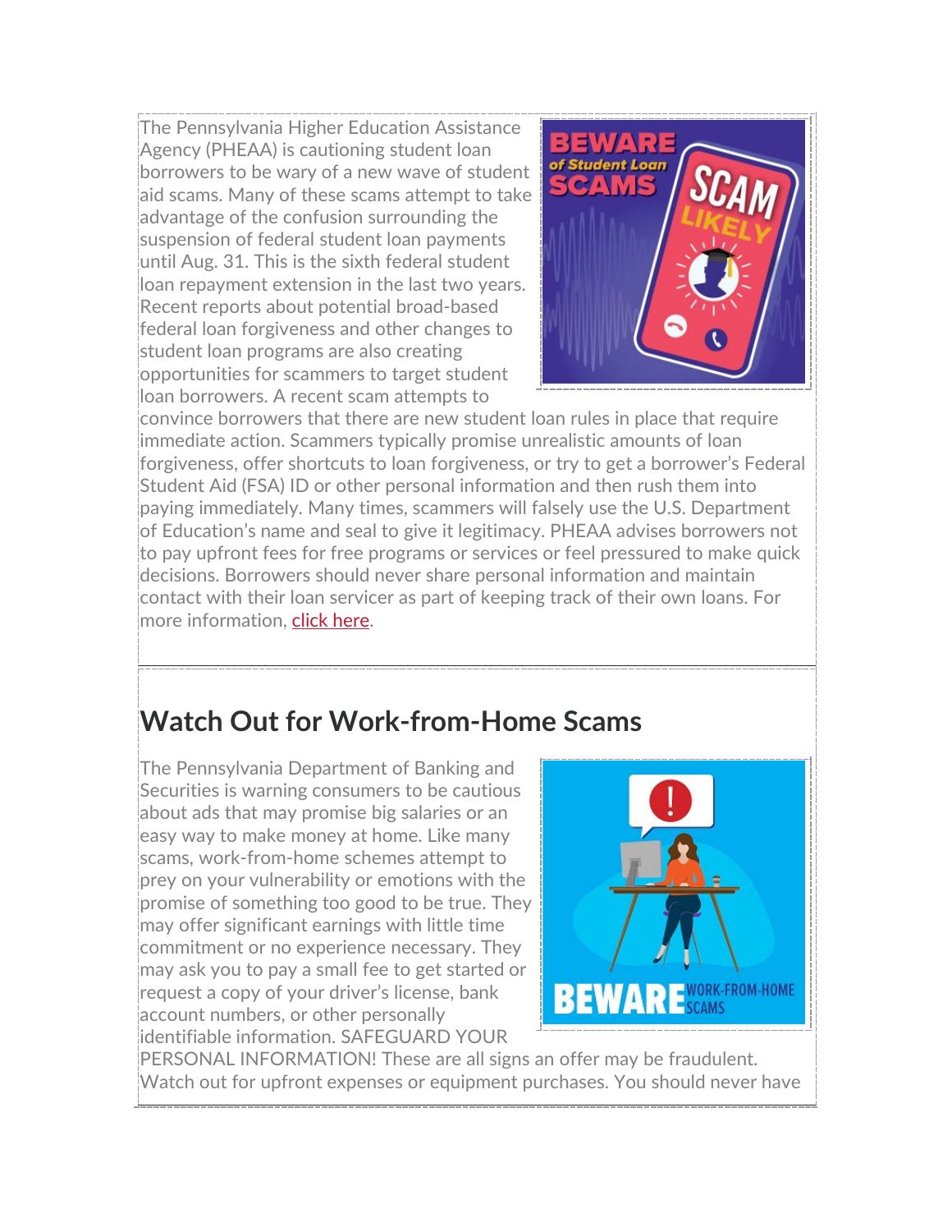The Pennsylvania Higher Education Assistance Agency (PHEAA) is cautioning student loan borrowers to be wary of a new wave of student aid scams. Many of these scams attempt to take advantage of the confusion surrounding the suspension of federal student loan payments until Aug. 31. This is the sixth federal student loan repayment extension in the last two years. Recent reports about potential broad-based federal loan forgiveness and other changes to student loan programs are also creating opportunities for scammers to target student loan borrowers. A recent scam attempts to convince borrowers that there are new student loan rules in place that require immediate action. Scammers typically promise unrealistic amounts of loan forgiveness, offer shortcuts to loan forgiveness, or try to get a borrower's Federal Student Aid (FSA) ID or other personal information and then rush them into paying immediately. Many times, scammers will falsely use the U.S. Department of Education's name and seal to give it legitimacy. PHEAA advises borrowers not to pay upfront fees for free programs or services or feel pressured to make quick decisions. Borrowers should never share personal information and maintain contact with their loan servicer as part of keeping track of their own loans. For more information, click here.

## Watch Out for Work-from-Home Scams

The Pennsylvania Department of Banking and Securities is warning consumers to be cautious about ads that may promise big salaries or an easy way to make money at home. Like many scams, work-from-home schemes attempt to prey on your vulnerability or emotions with the promise of something too good to be true. They may offer significant earnings with little time commitment or no experience necessary. They may ask you to pay a small fee to get started or request a copy of your driver's license, bank account numbers, or other personally identifiable information. SAFEGUARD YOUR PERSONAL INFORMATION! These are all signs an offer may be fraudulent. Watch out for upfront expenses or equipment purchases. You should never have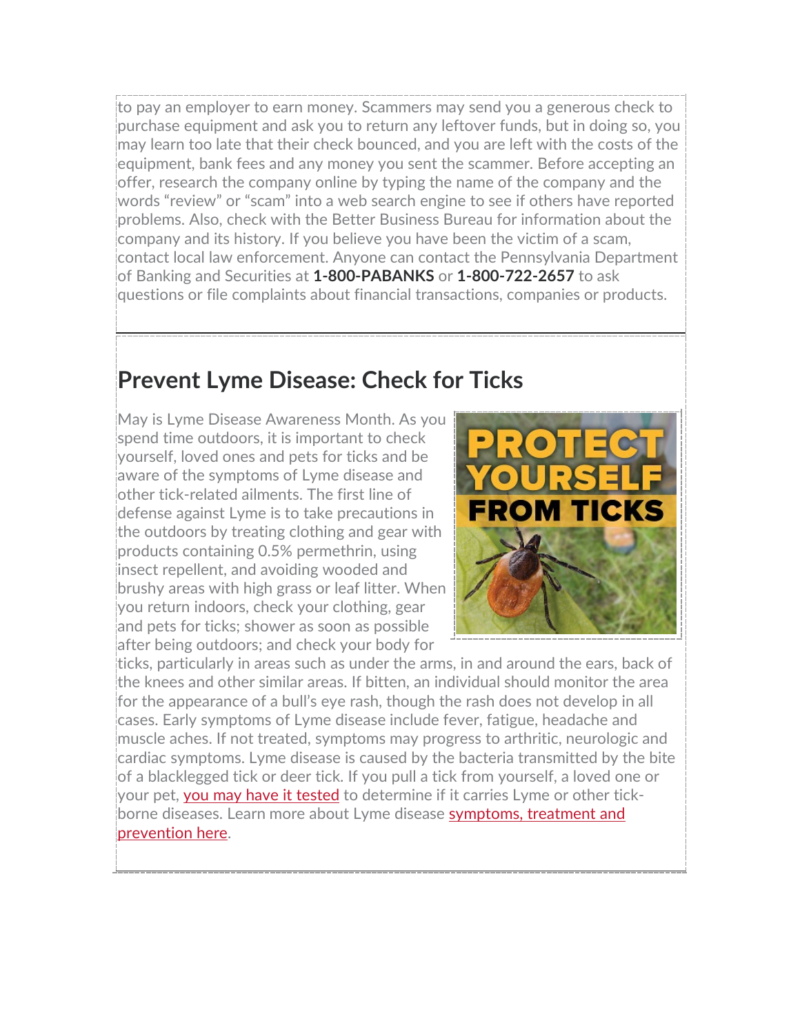to pay an employer to earn money. Scammers may send you a generous check to purchase equipment and ask you to return any leftover funds, but in doing so, you may learn too late that their check bounced, and you are left with the costs of the equipment, bank fees and any money you sent the scammer. Before accepting an offer, research the company online by typing the name of the company and the words "review" or "scam" into a web search engine to see if others have reported problems. Also, check with the Better Business Bureau for information about the company and its history. If you believe you have been the victim of a scam, contact local law enforcement. Anyone can contact the Pennsylvania Department of Banking and Securities at **1-800-PABANKS** or **1-800-722-2657** to ask questions or file complaints about financial transactions, companies or products.

---

## Prevent Lyme Disease: Check for Ticks

May is Lyme Disease Awareness Month. As you spend time outdoors, it is important to check yourself, loved ones and pets for ticks and be aware of the symptoms of Lyme disease and other tick-related ailments. The first line of defense against Lyme is to take precautions in the outdoors by treating clothing and gear with products containing 0.5% permethrin, using insect repellent, and avoiding wooded and brushy areas with high grass or leaf litter. When you return indoors, check your clothing, gear and pets for ticks; shower as soon as possible after being outdoors; and check your body for ticks, particularly in areas such as under the arms, in and around the ears, back of the knees and other similar areas. If bitten, an individual should monitor the area for the appearance of a bull's eye rash, though the rash does not develop in all cases. Early symptoms of Lyme disease include fever, fatigue, headache and muscle aches. If not treated, symptoms may progress to arthritic, neurologic and cardiac symptoms. Lyme disease is caused by the bacteria transmitted by the bite of a blacklegged tick or deer tick. If you pull a tick from yourself, a loved one or your pet, you may have it tested to determine if it carries Lyme or other tick-borne diseases. Learn more about Lyme disease symptoms, treatment and prevention here.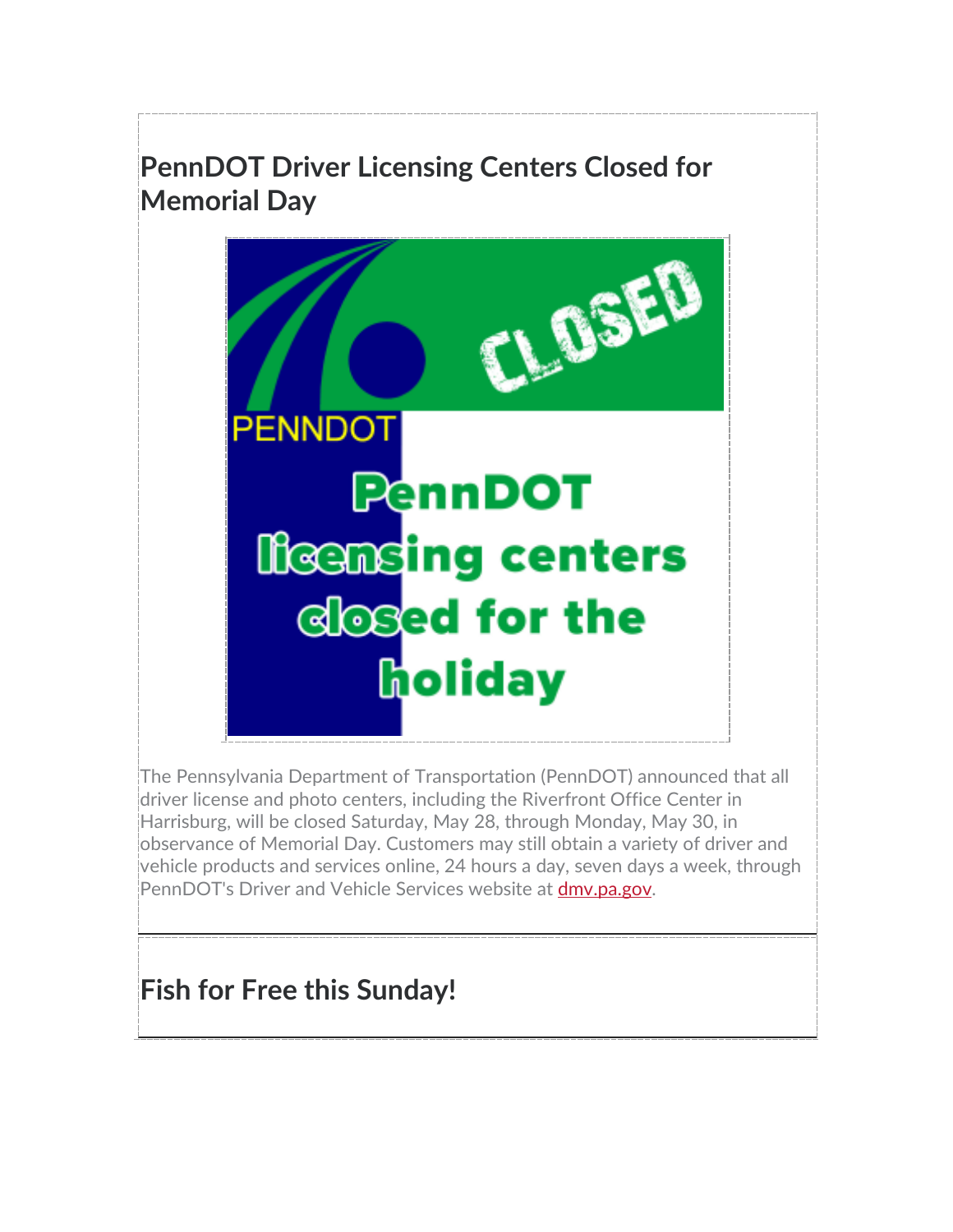## PennDOT Driver Licensing Centers Closed for Memorial Day

The Pennsylvania Department of Transportation (PennDOT) announced that all driver license and photo centers, including the Riverfront Office Center in Harrisburg, will be closed Saturday, May 28, through Monday, May 30, in observance of Memorial Day. Customers may still obtain a variety of driver and vehicle products and services online, 24 hours a day, seven days a week, through PennDOT's Driver and Vehicle Services website at dmv.pa.gov.

---

## Fish for Free this Sunday!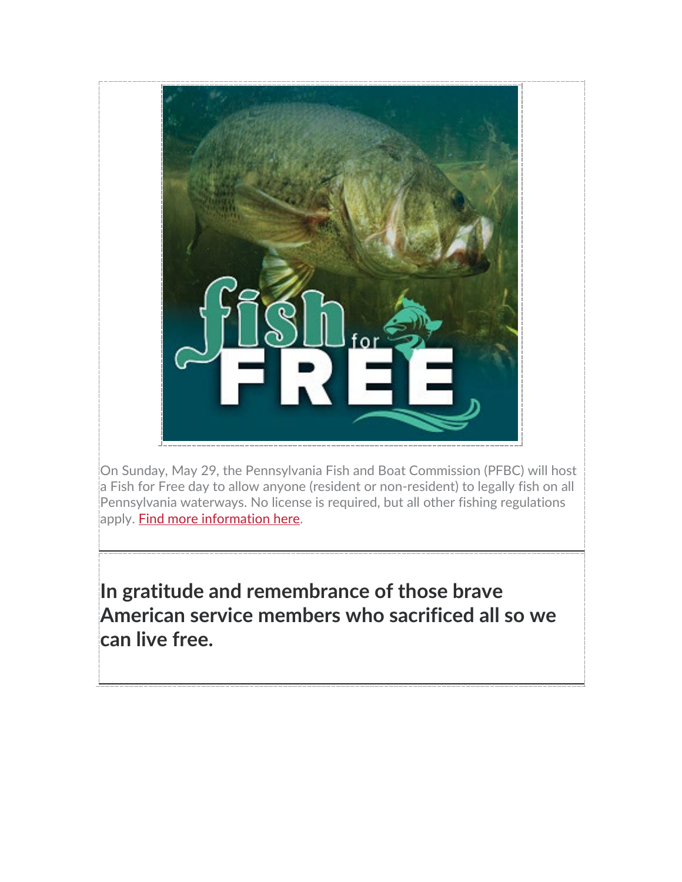On Sunday, May 29, the Pennsylvania Fish and Boat Commission (PFBC) will host a Fish for Free day to allow anyone (resident or non-resident) to legally fish on all Pennsylvania waterways. No license is required, but all other fishing regulations apply. Find more information here.

---

## In gratitude and remembrance of those brave American service members who sacrificed all so we can live free.

---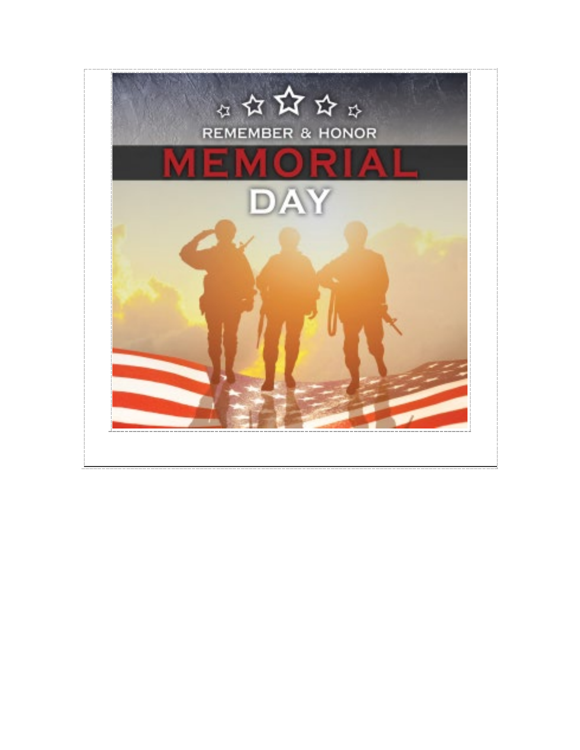REMEMBER & HONOR

# MEMORIAL DAY